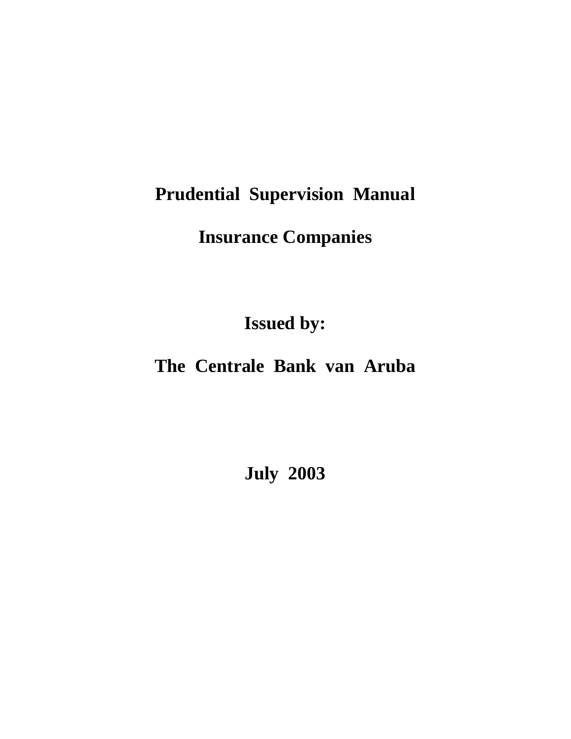# Prudential Supervision Manual

# Insurance Companies

**Issued by:**

**The Centrale Bank van Aruba**

**July 2003**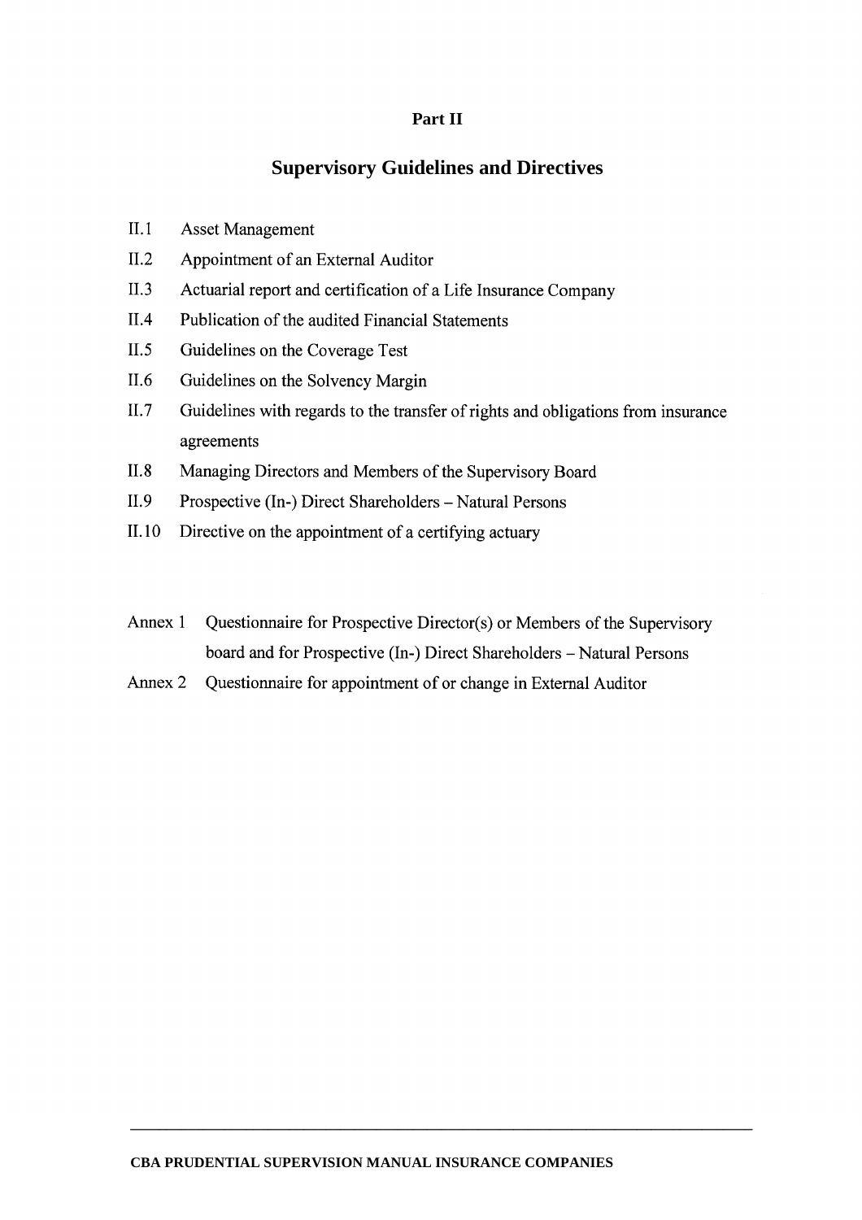**Part II**

# Supervisory Guidelines and Directives

- II.1 Asset Management
- II.2 Appointment of an External Auditor
- II.3 Actuarial report and certification of a Life Insurance Company
- II.4 Publication of the audited Financial Statements
- II.5 Guidelines on the Coverage Test
- II.6 Guidelines on the Solvency Margin
- II.7 Guidelines with regards to the transfer of rights and obligations from insurance agreements
- II.8 Managing Directors and Members of the Supervisory Board
- II.9 Prospective (In-) Direct Shareholders – Natural Persons
- II.10 Directive on the appointment of a certifying actuary

- Annex 1 Questionnaire for Prospective Director(s) or Members of the Supervisory board and for Prospective (In-) Direct Shareholders – Natural Persons
- Annex 2 Questionnaire for appointment of or change in External Auditor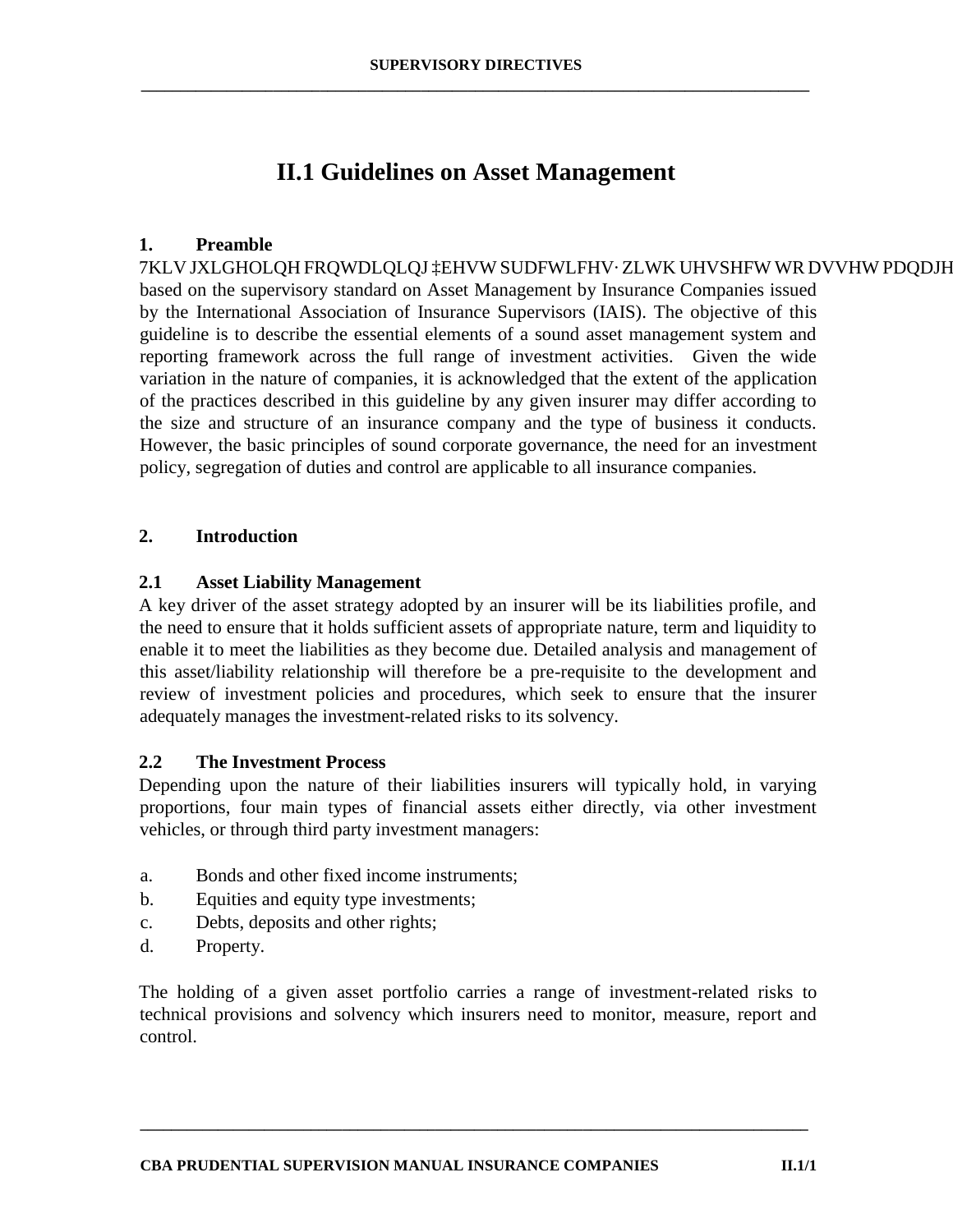# II.1 Guidelines on Asset Management

## 1. Preamble

7KLV JXLGHOLQH FRQWDLQLQJ ‡EHVW SUDFWLFHV· ZLWK UHVSHFW WR DVVHW PDQDJH based on the supervisory standard on Asset Management by Insurance Companies issued by the International Association of Insurance Supervisors (IAIS). The objective of this guideline is to describe the essential elements of a sound asset management system and reporting framework across the full range of investment activities. Given the wide variation in the nature of companies, it is acknowledged that the extent of the application of the practices described in this guideline by any given insurer may differ according to the size and structure of an insurance company and the type of business it conducts. However, the basic principles of sound corporate governance, the need for an investment policy, segregation of duties and control are applicable to all insurance companies.

## 2. Introduction

### 2.1 Asset Liability Management

A key driver of the asset strategy adopted by an insurer will be its liabilities profile, and the need to ensure that it holds sufficient assets of appropriate nature, term and liquidity to enable it to meet the liabilities as they become due. Detailed analysis and management of this asset/liability relationship will therefore be a pre-requisite to the development and review of investment policies and procedures, which seek to ensure that the insurer adequately manages the investment-related risks to its solvency.

### 2.2 The Investment Process

Depending upon the nature of their liabilities insurers will typically hold, in varying proportions, four main types of financial assets either directly, via other investment vehicles, or through third party investment managers:

a. Bonds and other fixed income instruments;
b. Equities and equity type investments;
c. Debts, deposits and other rights;
d. Property.

The holding of a given asset portfolio carries a range of investment-related risks to technical provisions and solvency which insurers need to monitor, measure, report and control.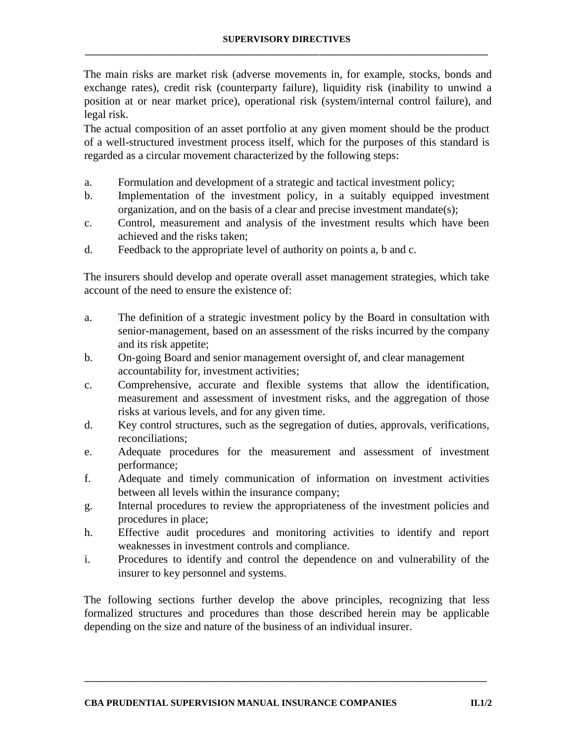The main risks are market risk (adverse movements in, for example, stocks, bonds and exchange rates), credit risk (counterparty failure), liquidity risk (inability to unwind a position at or near market price), operational risk (system/internal control failure), and legal risk.

The actual composition of an asset portfolio at any given moment should be the product of a well-structured investment process itself, which for the purposes of this standard is regarded as a circular movement characterized by the following steps:

a. Formulation and development of a strategic and tactical investment policy;
b. Implementation of the investment policy, in a suitably equipped investment organization, and on the basis of a clear and precise investment mandate(s);
c. Control, measurement and analysis of the investment results which have been achieved and the risks taken;
d. Feedback to the appropriate level of authority on points a, b and c.

The insurers should develop and operate overall asset management strategies, which take account of the need to ensure the existence of:

a. The definition of a strategic investment policy by the Board in consultation with senior-management, based on an assessment of the risks incurred by the company and its risk appetite;
b. On-going Board and senior management oversight of, and clear management accountability for, investment activities;
c. Comprehensive, accurate and flexible systems that allow the identification, measurement and assessment of investment risks, and the aggregation of those risks at various levels, and for any given time.
d. Key control structures, such as the segregation of duties, approvals, verifications, reconciliations;
e. Adequate procedures for the measurement and assessment of investment performance;
f. Adequate and timely communication of information on investment activities between all levels within the insurance company;
g. Internal procedures to review the appropriateness of the investment policies and procedures in place;
h. Effective audit procedures and monitoring activities to identify and report weaknesses in investment controls and compliance.
i. Procedures to identify and control the dependence on and vulnerability of the insurer to key personnel and systems.

The following sections further develop the above principles, recognizing that less formalized structures and procedures than those described herein may be applicable depending on the size and nature of the business of an individual insurer.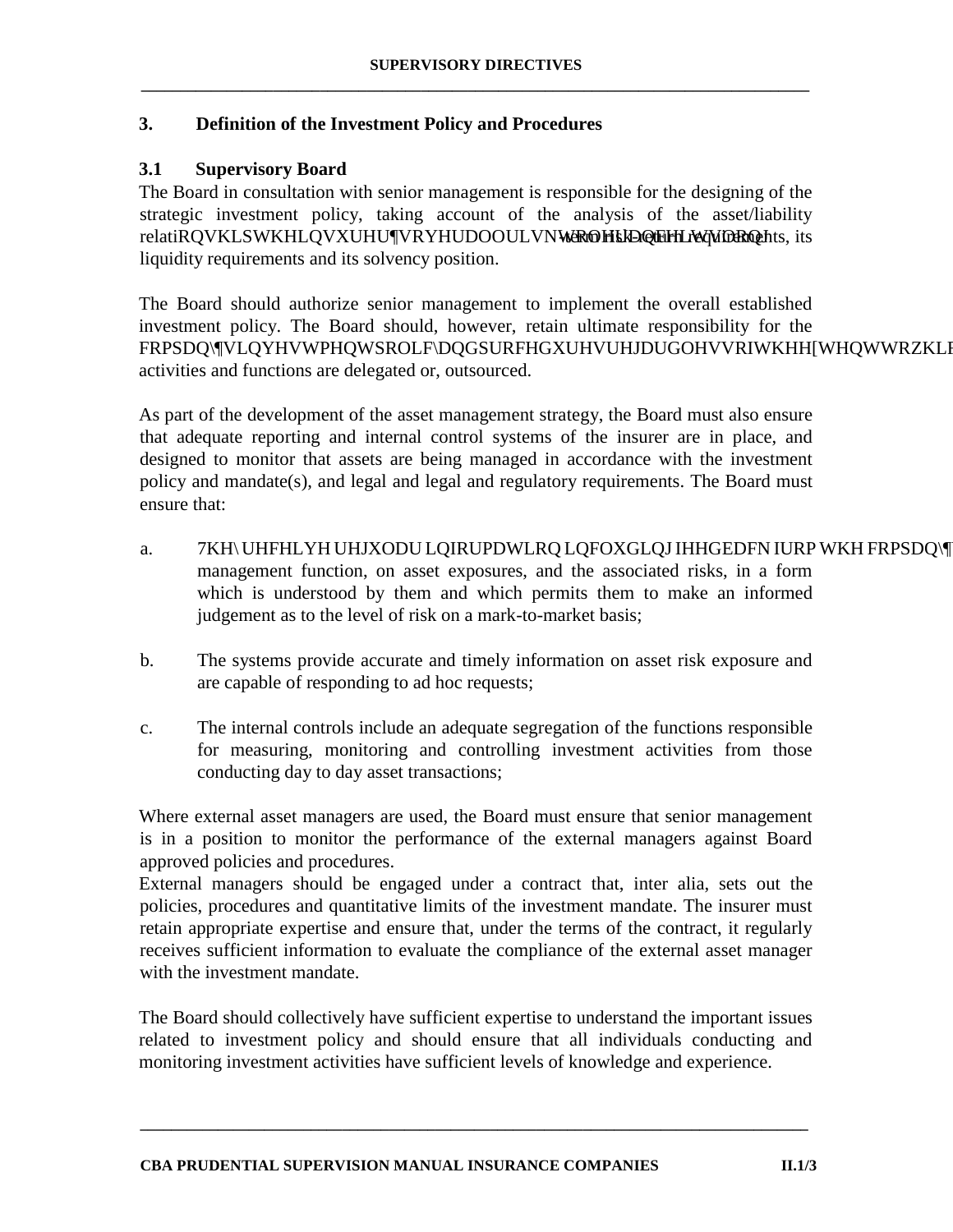### 3. Definition of the Investment Policy and Procedures

#### 3.1 Supervisory Board

The Board in consultation with senior management is responsible for the designing of the strategic investment policy, taking account of the analysis of the asset/liability relationship the insurer's overall risk tolerance, long-term risk-return requirements, its liquidity requirements and its solvency position.

The Board should authorize senior management to implement the overall established investment policy. The Board should, however, retain ultimate responsibility for the company's investment policy and procedures regardless of the extent to which activities and functions are delegated or, outsourced.

As part of the development of the asset management strategy, the Board must also ensure that adequate reporting and internal control systems of the insurer are in place, and designed to monitor that assets are being managed in accordance with the investment policy and mandate(s), and legal and legal and regulatory requirements. The Board must ensure that:

a. They receive regular information including feedback from the company's management function, on asset exposures, and the associated risks, in a form which is understood by them and which permits them to make an informed judgement as to the level of risk on a mark-to-market basis;

b. The systems provide accurate and timely information on asset risk exposure and are capable of responding to ad hoc requests;

c. The internal controls include an adequate segregation of the functions responsible for measuring, monitoring and controlling investment activities from those conducting day to day asset transactions;

Where external asset managers are used, the Board must ensure that senior management is in a position to monitor the performance of the external managers against Board approved policies and procedures.
External managers should be engaged under a contract that, inter alia, sets out the policies, procedures and quantitative limits of the investment mandate. The insurer must retain appropriate expertise and ensure that, under the terms of the contract, it regularly receives sufficient information to evaluate the compliance of the external asset manager with the investment mandate.

The Board should collectively have sufficient expertise to understand the important issues related to investment policy and should ensure that all individuals conducting and monitoring investment activities have sufficient levels of knowledge and experience.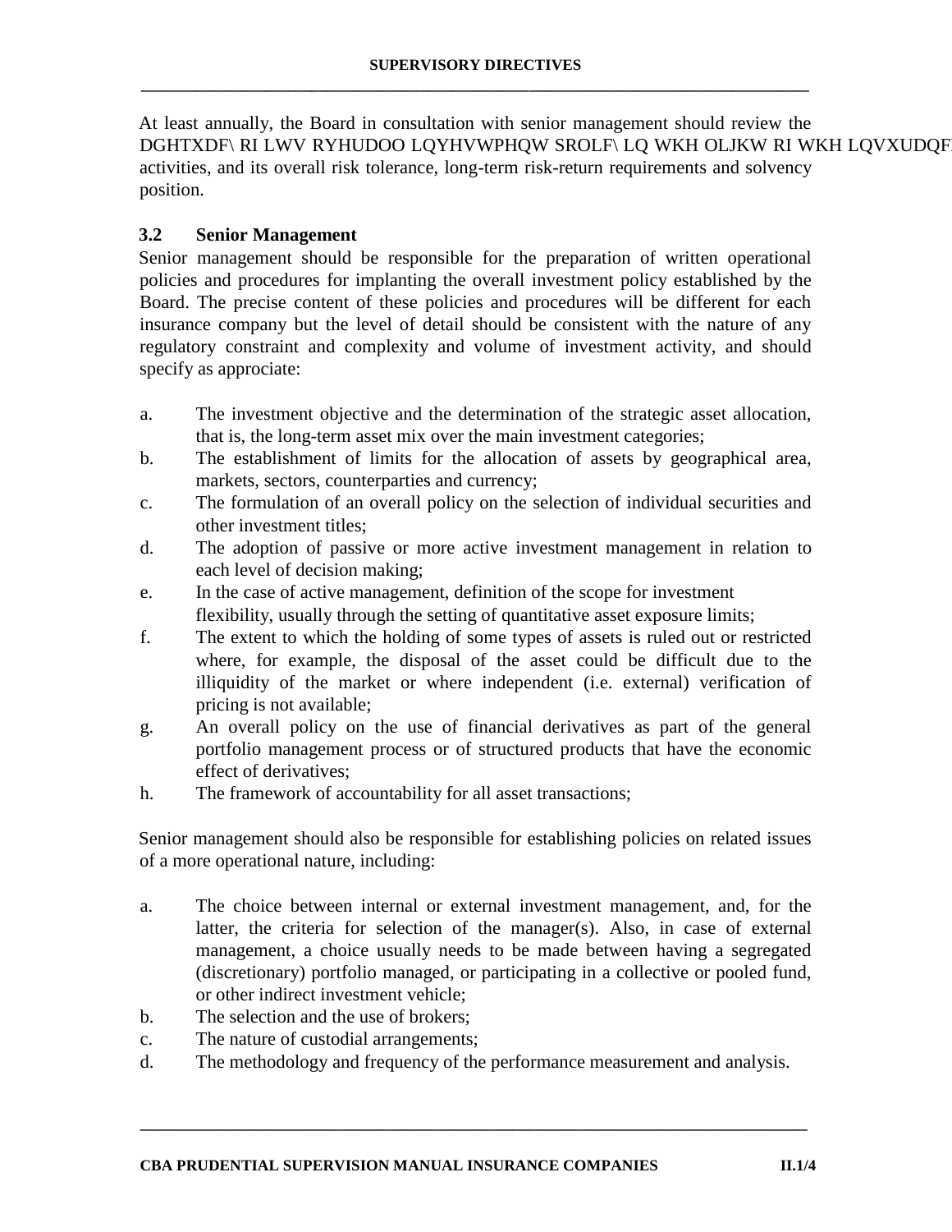At least annually, the Board in consultation with senior management should review the DGHTXDF\ RI LWV RYHUDOO LQYHVWPHQW SROLF\ LQ WKH OLJKW RI WKH LQVXUDQF activities, and its overall risk tolerance, long-term risk-return requirements and solvency position.

### 3.2 Senior Management

Senior management should be responsible for the preparation of written operational policies and procedures for implanting the overall investment policy established by the Board. The precise content of these policies and procedures will be different for each insurance company but the level of detail should be consistent with the nature of any regulatory constraint and complexity and volume of investment activity, and should specify as approciate:

a. The investment objective and the determination of the strategic asset allocation, that is, the long-term asset mix over the main investment categories;
b. The establishment of limits for the allocation of assets by geographical area, markets, sectors, counterparties and currency;
c. The formulation of an overall policy on the selection of individual securities and other investment titles;
d. The adoption of passive or more active investment management in relation to each level of decision making;
e. In the case of active management, definition of the scope for investment flexibility, usually through the setting of quantitative asset exposure limits;
f. The extent to which the holding of some types of assets is ruled out or restricted where, for example, the disposal of the asset could be difficult due to the illiquidity of the market or where independent (i.e. external) verification of pricing is not available;
g. An overall policy on the use of financial derivatives as part of the general portfolio management process or of structured products that have the economic effect of derivatives;
h. The framework of accountability for all asset transactions;

Senior management should also be responsible for establishing policies on related issues of a more operational nature, including:

a. The choice between internal or external investment management, and, for the latter, the criteria for selection of the manager(s). Also, in case of external management, a choice usually needs to be made between having a segregated (discretionary) portfolio managed, or participating in a collective or pooled fund, or other indirect investment vehicle;
b. The selection and the use of brokers;
c. The nature of custodial arrangements;
d. The methodology and frequency of the performance measurement and analysis.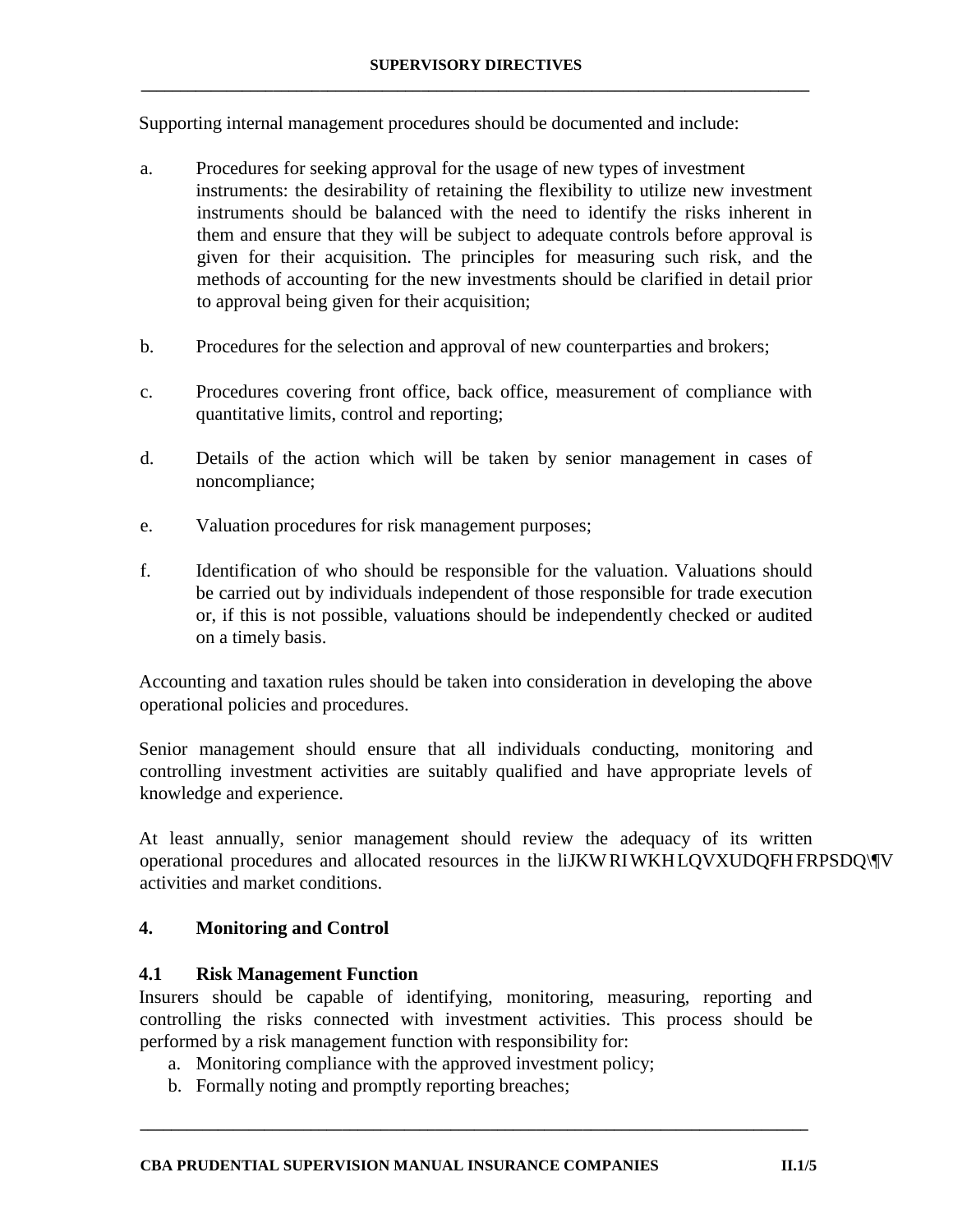Supporting internal management procedures should be documented and include:

a. Procedures for seeking approval for the usage of new types of investment instruments: the desirability of retaining the flexibility to utilize new investment instruments should be balanced with the need to identify the risks inherent in them and ensure that they will be subject to adequate controls before approval is given for their acquisition. The principles for measuring such risk, and the methods of accounting for the new investments should be clarified in detail prior to approval being given for their acquisition;

b. Procedures for the selection and approval of new counterparties and brokers;

c. Procedures covering front office, back office, measurement of compliance with quantitative limits, control and reporting;

d. Details of the action which will be taken by senior management in cases of noncompliance;

e. Valuation procedures for risk management purposes;

f. Identification of who should be responsible for the valuation. Valuations should be carried out by individuals independent of those responsible for trade execution or, if this is not possible, valuations should be independently checked or audited on a timely basis.

Accounting and taxation rules should be taken into consideration in developing the above operational policies and procedures.

Senior management should ensure that all individuals conducting, monitoring and controlling investment activities are suitably qualified and have appropriate levels of knowledge and experience.

At least annually, senior management should review the adequacy of its written operational procedures and allocated resources in the light of the insurance company's activities and market conditions.

## 4. Monitoring and Control

### 4.1 Risk Management Function

Insurers should be capable of identifying, monitoring, measuring, reporting and controlling the risks connected with investment activities. This process should be performed by a risk management function with responsibility for:

a. Monitoring compliance with the approved investment policy;
b. Formally noting and promptly reporting breaches;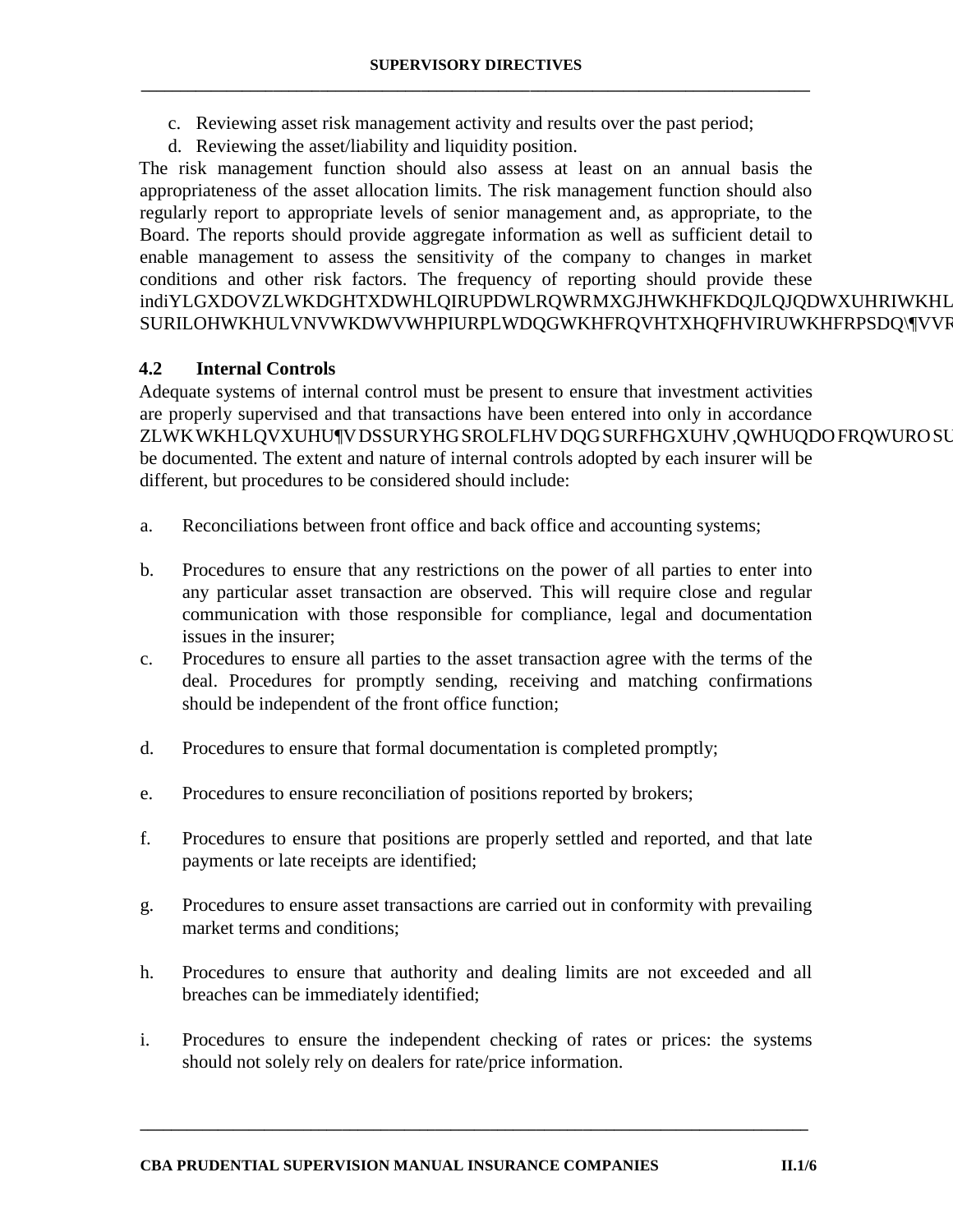c. Reviewing asset risk management activity and results over the past period;

d. Reviewing the asset/liability and liquidity position.

The risk management function should also assess at least on an annual basis the appropriateness of the asset allocation limits. The risk management function should also regularly report to appropriate levels of senior management and, as appropriate, to the Board. The reports should provide aggregate information as well as sufficient detail to enable management to assess the sensitivity of the company to changes in market conditions and other risk factors. The frequency of reporting should provide these individuals with adequate information to judge the changing nature of the i profile the risks that stem from it and the consequences for the company's so

### 4.2 Internal Controls

Adequate systems of internal control must be present to ensure that investment activities are properly supervised and that transactions have been entered into only in accordance with the insurer's approved policies and procedures. Internal control pr be documented. The extent and nature of internal controls adopted by each insurer will be different, but procedures to be considered should include:

a. Reconciliations between front office and back office and accounting systems;

b. Procedures to ensure that any restrictions on the power of all parties to enter into any particular asset transaction are observed. This will require close and regular communication with those responsible for compliance, legal and documentation issues in the insurer;

c. Procedures to ensure all parties to the asset transaction agree with the terms of the deal. Procedures for promptly sending, receiving and matching confirmations should be independent of the front office function;

d. Procedures to ensure that formal documentation is completed promptly;

e. Procedures to ensure reconciliation of positions reported by brokers;

f. Procedures to ensure that positions are properly settled and reported, and that late payments or late receipts are identified;

g. Procedures to ensure asset transactions are carried out in conformity with prevailing market terms and conditions;

h. Procedures to ensure that authority and dealing limits are not exceeded and all breaches can be immediately identified;

i. Procedures to ensure the independent checking of rates or prices: the systems should not solely rely on dealers for rate/price information.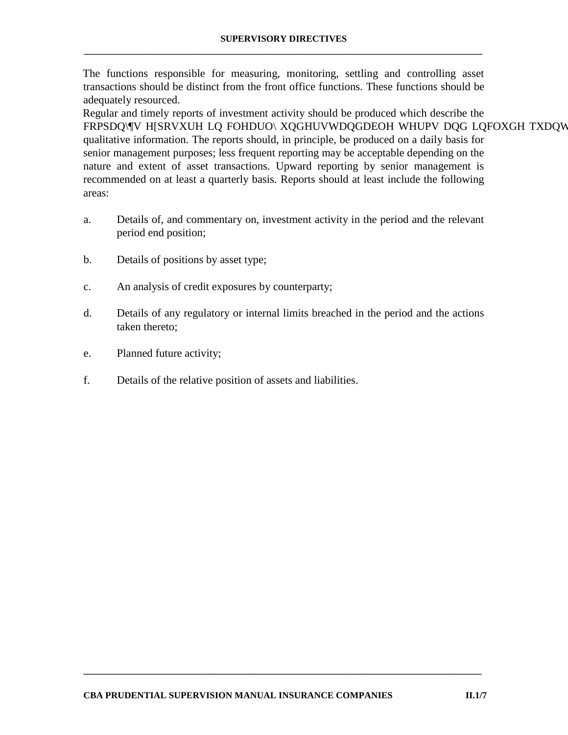The functions responsible for measuring, monitoring, settling and controlling asset transactions should be distinct from the front office functions. These functions should be adequately resourced.

Regular and timely reports of investment activity should be produced which describe the FRPSDQ\¶V H[SRVXUH LQ FOHDUO\ XQGHUVWDQGDEOH WHUPV DQG LQFOXGH TXDQW qualitative information. The reports should, in principle, be produced on a daily basis for senior management purposes; less frequent reporting may be acceptable depending on the nature and extent of asset transactions. Upward reporting by senior management is recommended on at least a quarterly basis. Reports should at least include the following areas:

a. Details of, and commentary on, investment activity in the period and the relevant period end position;

b. Details of positions by asset type;

c. An analysis of credit exposures by counterparty;

d. Details of any regulatory or internal limits breached in the period and the actions taken thereto;

e. Planned future activity;

f. Details of the relative position of assets and liabilities.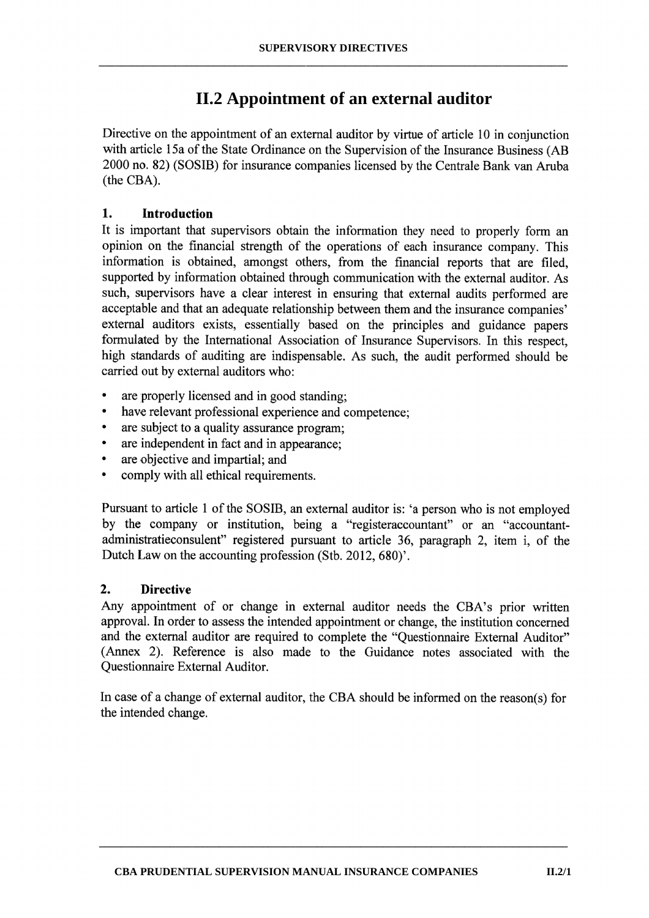# II.2 Appointment of an external auditor

Directive on the appointment of an external auditor by virtue of article 10 in conjunction with article 15a of the State Ordinance on the Supervision of the Insurance Business (AB 2000 no. 82) (SOSIB) for insurance companies licensed by the Centrale Bank van Aruba (the CBA).

## 1. Introduction

It is important that supervisors obtain the information they need to properly form an opinion on the financial strength of the operations of each insurance company. This information is obtained, amongst others, from the financial reports that are filed, supported by information obtained through communication with the external auditor. As such, supervisors have a clear interest in ensuring that external audits performed are acceptable and that an adequate relationship between them and the insurance companies' external auditors exists, essentially based on the principles and guidance papers formulated by the International Association of Insurance Supervisors. In this respect, high standards of auditing are indispensable. As such, the audit performed should be carried out by external auditors who:

- are properly licensed and in good standing;
- have relevant professional experience and competence;
- are subject to a quality assurance program;
- are independent in fact and in appearance;
- are objective and impartial; and
- comply with all ethical requirements.

Pursuant to article 1 of the SOSIB, an external auditor is: 'a person who is not employed by the company or institution, being a "registeraccountant" or an "accountant-administratieconsulent" registered pursuant to article 36, paragraph 2, item i, of the Dutch Law on the accounting profession (Stb. 2012, 680)'.

## 2. Directive

Any appointment of or change in external auditor needs the CBA's prior written approval. In order to assess the intended appointment or change, the institution concerned and the external auditor are required to complete the "Questionnaire External Auditor" (Annex 2). Reference is also made to the Guidance notes associated with the Questionnaire External Auditor.

In case of a change of external auditor, the CBA should be informed on the reason(s) for the intended change.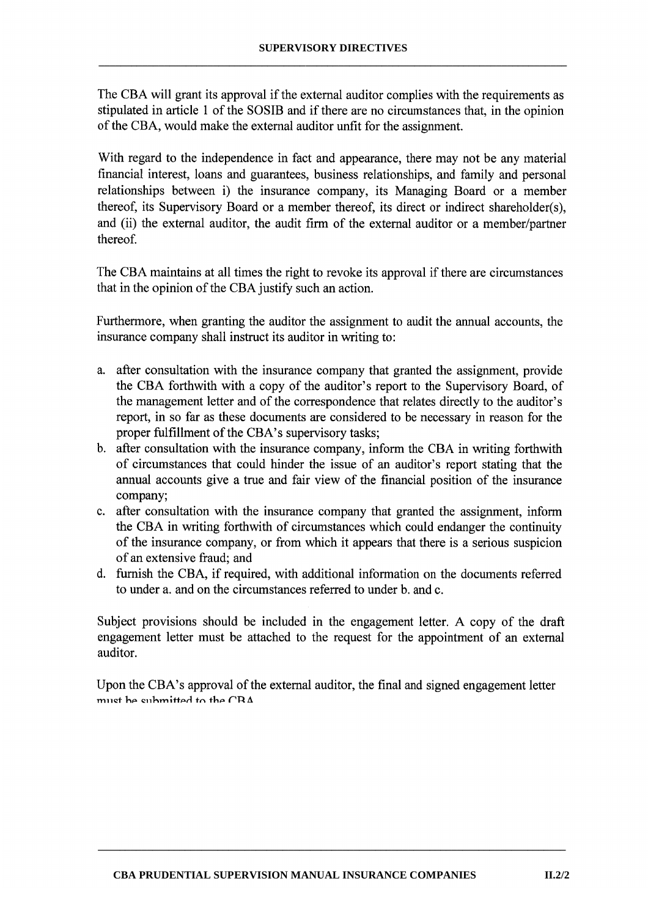The CBA will grant its approval if the external auditor complies with the requirements as stipulated in article 1 of the SOSIB and if there are no circumstances that, in the opinion of the CBA, would make the external auditor unfit for the assignment.

With regard to the independence in fact and appearance, there may not be any material financial interest, loans and guarantees, business relationships, and family and personal relationships between i) the insurance company, its Managing Board or a member thereof, its Supervisory Board or a member thereof, its direct or indirect shareholder(s), and (ii) the external auditor, the audit firm of the external auditor or a member/partner thereof.

The CBA maintains at all times the right to revoke its approval if there are circumstances that in the opinion of the CBA justify such an action.

Furthermore, when granting the auditor the assignment to audit the annual accounts, the insurance company shall instruct its auditor in writing to:

a. after consultation with the insurance company that granted the assignment, provide the CBA forthwith with a copy of the auditor's report to the Supervisory Board, of the management letter and of the correspondence that relates directly to the auditor's report, in so far as these documents are considered to be necessary in reason for the proper fulfillment of the CBA's supervisory tasks;
b. after consultation with the insurance company, inform the CBA in writing forthwith of circumstances that could hinder the issue of an auditor's report stating that the annual accounts give a true and fair view of the financial position of the insurance company;
c. after consultation with the insurance company that granted the assignment, inform the CBA in writing forthwith of circumstances which could endanger the continuity of the insurance company, or from which it appears that there is a serious suspicion of an extensive fraud; and
d. furnish the CBA, if required, with additional information on the documents referred to under a. and on the circumstances referred to under b. and c.

Subject provisions should be included in the engagement letter. A copy of the draft engagement letter must be attached to the request for the appointment of an external auditor.

Upon the CBA's approval of the external auditor, the final and signed engagement letter must be submitted to the CBA.